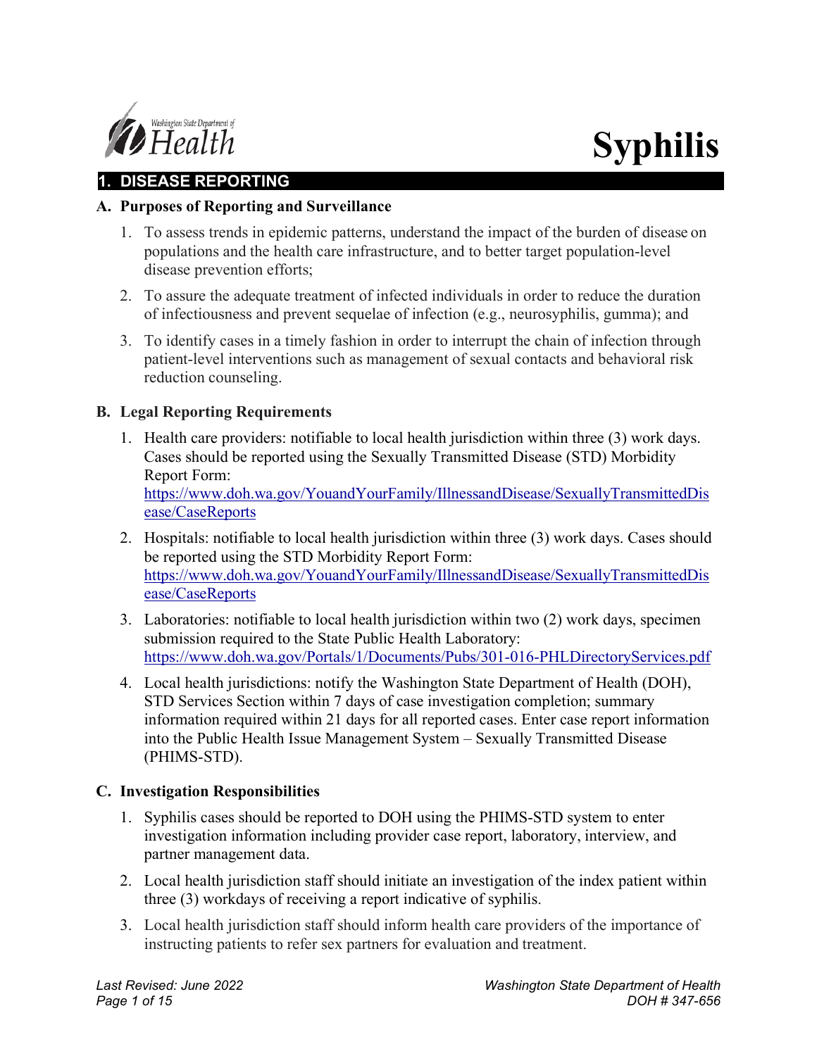# Syphilis

## 1. DISEASE REPORTING

### A. Purposes of Reporting and Surveillance

1. To assess trends in epidemic patterns, understand the impact of the burden of disease on populations and the health care infrastructure, and to better target population-level disease prevention efforts;
2. To assure the adequate treatment of infected individuals in order to reduce the duration of infectiousness and prevent sequelae of infection (e.g., neurosyphilis, gumma); and
3. To identify cases in a timely fashion in order to interrupt the chain of infection through patient-level interventions such as management of sexual contacts and behavioral risk reduction counseling.

### B. Legal Reporting Requirements

1. Health care providers: notifiable to local health jurisdiction within three (3) work days. Cases should be reported using the Sexually Transmitted Disease (STD) Morbidity Report Form: https://www.doh.wa.gov/YouandYourFamily/IllnessandDisease/SexuallyTransmittedDisease/CaseReports
2. Hospitals: notifiable to local health jurisdiction within three (3) work days. Cases should be reported using the STD Morbidity Report Form: https://www.doh.wa.gov/YouandYourFamily/IllnessandDisease/SexuallyTransmittedDisease/CaseReports
3. Laboratories: notifiable to local health jurisdiction within two (2) work days, specimen submission required to the State Public Health Laboratory: https://www.doh.wa.gov/Portals/1/Documents/Pubs/301-016-PHLDirectoryServices.pdf
4. Local health jurisdictions: notify the Washington State Department of Health (DOH), STD Services Section within 7 days of case investigation completion; summary information required within 21 days for all reported cases. Enter case report information into the Public Health Issue Management System – Sexually Transmitted Disease (PHIMS-STD).

### C. Investigation Responsibilities

1. Syphilis cases should be reported to DOH using the PHIMS-STD system to enter investigation information including provider case report, laboratory, interview, and partner management data.
2. Local health jurisdiction staff should initiate an investigation of the index patient within three (3) workdays of receiving a report indicative of syphilis.
3. Local health jurisdiction staff should inform health care providers of the importance of instructing patients to refer sex partners for evaluation and treatment.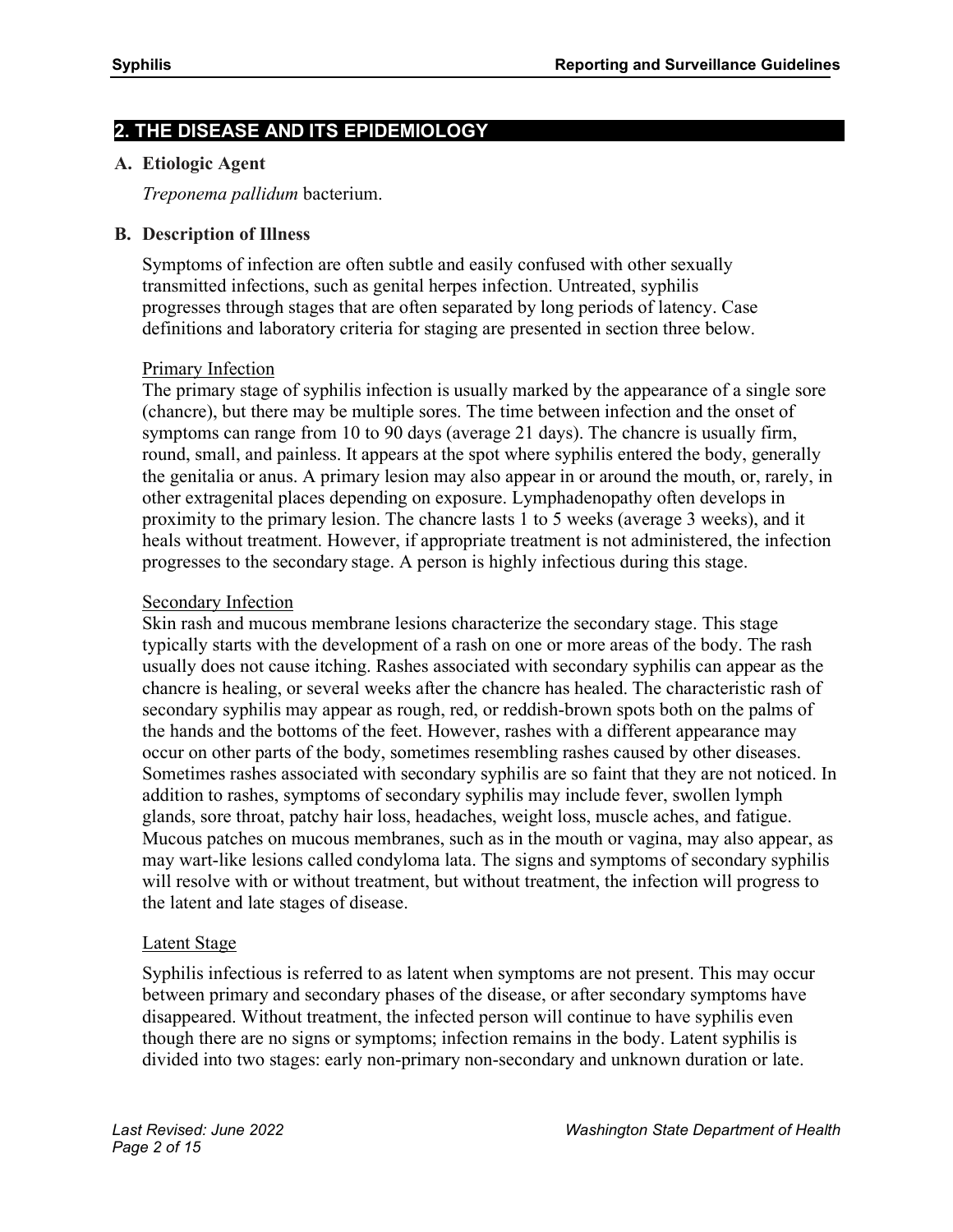## 2. THE DISEASE AND ITS EPIDEMIOLOGY

### A. Etiologic Agent

*Treponema pallidum* bacterium.

### B. Description of Illness

Symptoms of infection are often subtle and easily confused with other sexually transmitted infections, such as genital herpes infection. Untreated, syphilis progresses through stages that are often separated by long periods of latency. Case definitions and laboratory criteria for staging are presented in section three below.

<u>Primary Infection</u>

The primary stage of syphilis infection is usually marked by the appearance of a single sore (chancre), but there may be multiple sores. The time between infection and the onset of symptoms can range from 10 to 90 days (average 21 days). The chancre is usually firm, round, small, and painless. It appears at the spot where syphilis entered the body, generally the genitalia or anus. A primary lesion may also appear in or around the mouth, or, rarely, in other extragenital places depending on exposure. Lymphadenopathy often develops in proximity to the primary lesion. The chancre lasts 1 to 5 weeks (average 3 weeks), and it heals without treatment. However, if appropriate treatment is not administered, the infection progresses to the secondary stage. A person is highly infectious during this stage.

<u>Secondary Infection</u>

Skin rash and mucous membrane lesions characterize the secondary stage. This stage typically starts with the development of a rash on one or more areas of the body. The rash usually does not cause itching. Rashes associated with secondary syphilis can appear as the chancre is healing, or several weeks after the chancre has healed. The characteristic rash of secondary syphilis may appear as rough, red, or reddish-brown spots both on the palms of the hands and the bottoms of the feet. However, rashes with a different appearance may occur on other parts of the body, sometimes resembling rashes caused by other diseases. Sometimes rashes associated with secondary syphilis are so faint that they are not noticed. In addition to rashes, symptoms of secondary syphilis may include fever, swollen lymph glands, sore throat, patchy hair loss, headaches, weight loss, muscle aches, and fatigue. Mucous patches on mucous membranes, such as in the mouth or vagina, may also appear, as may wart-like lesions called condyloma lata. The signs and symptoms of secondary syphilis will resolve with or without treatment, but without treatment, the infection will progress to the latent and late stages of disease.

<u>Latent Stage</u>

Syphilis infectious is referred to as latent when symptoms are not present. This may occur between primary and secondary phases of the disease, or after secondary symptoms have disappeared. Without treatment, the infected person will continue to have syphilis even though there are no signs or symptoms; infection remains in the body. Latent syphilis is divided into two stages: early non-primary non-secondary and unknown duration or late.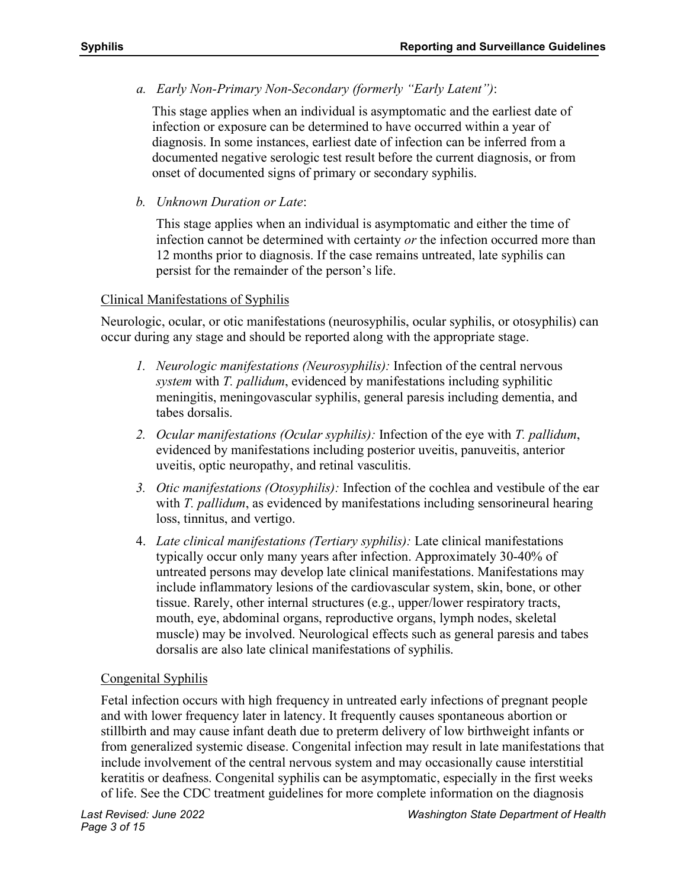*a. Early Non-Primary Non-Secondary (formerly "Early Latent")*:

This stage applies when an individual is asymptomatic and the earliest date of infection or exposure can be determined to have occurred within a year of diagnosis. In some instances, earliest date of infection can be inferred from a documented negative serologic test result before the current diagnosis, or from onset of documented signs of primary or secondary syphilis.

*b. Unknown Duration or Late*:

This stage applies when an individual is asymptomatic and either the time of infection cannot be determined with certainty *or* the infection occurred more than 12 months prior to diagnosis. If the case remains untreated, late syphilis can persist for the remainder of the person's life.

### Clinical Manifestations of Syphilis

Neurologic, ocular, or otic manifestations (neurosyphilis, ocular syphilis, or otosyphilis) can occur during any stage and should be reported along with the appropriate stage.

1. *Neurologic manifestations (Neurosyphilis):* Infection of the central nervous *system* with *T. pallidum*, evidenced by manifestations including syphilitic meningitis, meningovascular syphilis, general paresis including dementia, and tabes dorsalis.
2. *Ocular manifestations (Ocular syphilis):* Infection of the eye with *T. pallidum*, evidenced by manifestations including posterior uveitis, panuveitis, anterior uveitis, optic neuropathy, and retinal vasculitis.
3. *Otic manifestations (Otosyphilis):* Infection of the cochlea and vestibule of the ear with *T. pallidum*, as evidenced by manifestations including sensorineural hearing loss, tinnitus, and vertigo.
4. *Late clinical manifestations (Tertiary syphilis):* Late clinical manifestations typically occur only many years after infection. Approximately 30-40% of untreated persons may develop late clinical manifestations. Manifestations may include inflammatory lesions of the cardiovascular system, skin, bone, or other tissue. Rarely, other internal structures (e.g., upper/lower respiratory tracts, mouth, eye, abdominal organs, reproductive organs, lymph nodes, skeletal muscle) may be involved. Neurological effects such as general paresis and tabes dorsalis are also late clinical manifestations of syphilis.

### Congenital Syphilis

Fetal infection occurs with high frequency in untreated early infections of pregnant people and with lower frequency later in latency. It frequently causes spontaneous abortion or stillbirth and may cause infant death due to preterm delivery of low birthweight infants or from generalized systemic disease. Congenital infection may result in late manifestations that include involvement of the central nervous system and may occasionally cause interstitial keratitis or deafness. Congenital syphilis can be asymptomatic, especially in the first weeks of life. See the CDC treatment guidelines for more complete information on the diagnosis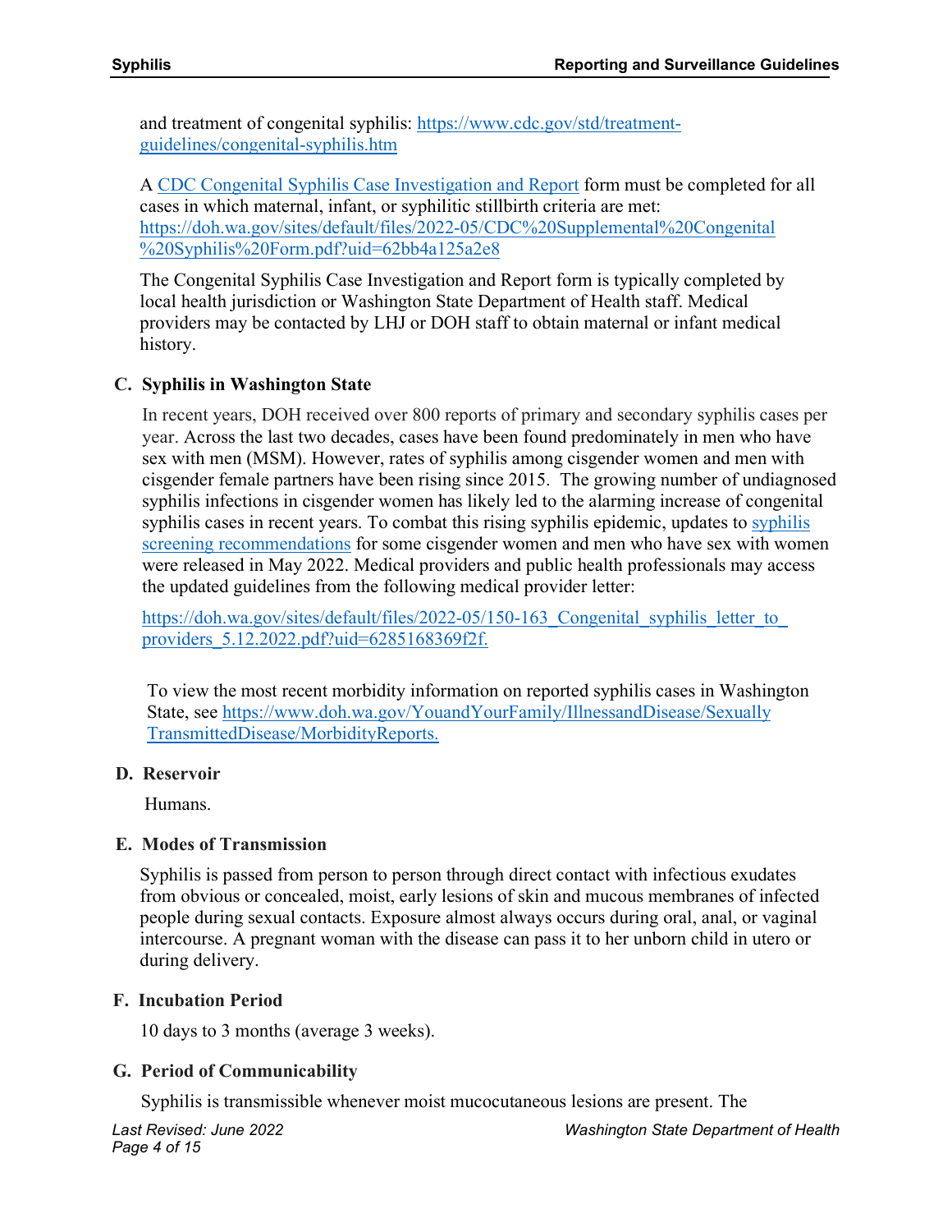and treatment of congenital syphilis: https://www.cdc.gov/std/treatment-guidelines/congenital-syphilis.htm

A CDC Congenital Syphilis Case Investigation and Report form must be completed for all cases in which maternal, infant, or syphilitic stillbirth criteria are met: https://doh.wa.gov/sites/default/files/2022-05/CDC%20Supplemental%20Congenital%20Syphilis%20Form.pdf?uid=62bb4a125a2e8

The Congenital Syphilis Case Investigation and Report form is typically completed by local health jurisdiction or Washington State Department of Health staff. Medical providers may be contacted by LHJ or DOH staff to obtain maternal or infant medical history.

### C. Syphilis in Washington State

In recent years, DOH received over 800 reports of primary and secondary syphilis cases per year. Across the last two decades, cases have been found predominately in men who have sex with men (MSM). However, rates of syphilis among cisgender women and men with cisgender female partners have been rising since 2015. The growing number of undiagnosed syphilis infections in cisgender women has likely led to the alarming increase of congenital syphilis cases in recent years. To combat this rising syphilis epidemic, updates to syphilis screening recommendations for some cisgender women and men who have sex with women were released in May 2022. Medical providers and public health professionals may access the updated guidelines from the following medical provider letter:

https://doh.wa.gov/sites/default/files/2022-05/150-163_Congenital_syphilis_letter_to_providers_5.12.2022.pdf?uid=6285168369f2f.

To view the most recent morbidity information on reported syphilis cases in Washington State, see https://www.doh.wa.gov/YouandYourFamily/IllnessandDisease/SexuallyTransmittedDisease/MorbidityReports.

### D. Reservoir

Humans.

### E. Modes of Transmission

Syphilis is passed from person to person through direct contact with infectious exudates from obvious or concealed, moist, early lesions of skin and mucous membranes of infected people during sexual contacts. Exposure almost always occurs during oral, anal, or vaginal intercourse. A pregnant woman with the disease can pass it to her unborn child in utero or during delivery.

### F. Incubation Period

10 days to 3 months (average 3 weeks).

### G. Period of Communicability

Syphilis is transmissible whenever moist mucocutaneous lesions are present. The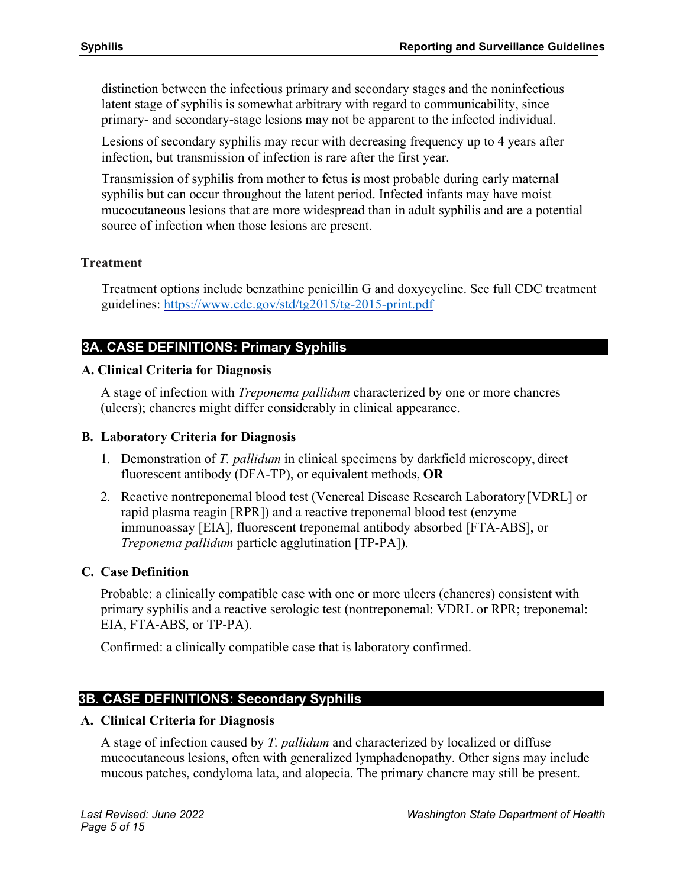distinction between the infectious primary and secondary stages and the noninfectious latent stage of syphilis is somewhat arbitrary with regard to communicability, since primary- and secondary-stage lesions may not be apparent to the infected individual.

Lesions of secondary syphilis may recur with decreasing frequency up to 4 years after infection, but transmission of infection is rare after the first year.

Transmission of syphilis from mother to fetus is most probable during early maternal syphilis but can occur throughout the latent period. Infected infants may have moist mucocutaneous lesions that are more widespread than in adult syphilis and are a potential source of infection when those lesions are present.

### Treatment

Treatment options include benzathine penicillin G and doxycycline. See full CDC treatment guidelines: https://www.cdc.gov/std/tg2015/tg-2015-print.pdf

## 3A. CASE DEFINITIONS: Primary Syphilis

### A. Clinical Criteria for Diagnosis

A stage of infection with *Treponema pallidum* characterized by one or more chancres (ulcers); chancres might differ considerably in clinical appearance.

### B. Laboratory Criteria for Diagnosis

1. Demonstration of *T. pallidum* in clinical specimens by darkfield microscopy, direct fluorescent antibody (DFA-TP), or equivalent methods, **OR**
2. Reactive nontreponemal blood test (Venereal Disease Research Laboratory [VDRL] or rapid plasma reagin [RPR]) and a reactive treponemal blood test (enzyme immunoassay [EIA], fluorescent treponemal antibody absorbed [FTA-ABS], or *Treponema pallidum* particle agglutination [TP-PA]).

### C. Case Definition

Probable: a clinically compatible case with one or more ulcers (chancres) consistent with primary syphilis and a reactive serologic test (nontreponemal: VDRL or RPR; treponemal: EIA, FTA-ABS, or TP-PA).

Confirmed: a clinically compatible case that is laboratory confirmed.

## 3B. CASE DEFINITIONS: Secondary Syphilis

### A. Clinical Criteria for Diagnosis

A stage of infection caused by *T. pallidum* and characterized by localized or diffuse mucocutaneous lesions, often with generalized lymphadenopathy. Other signs may include mucous patches, condyloma lata, and alopecia. The primary chancre may still be present.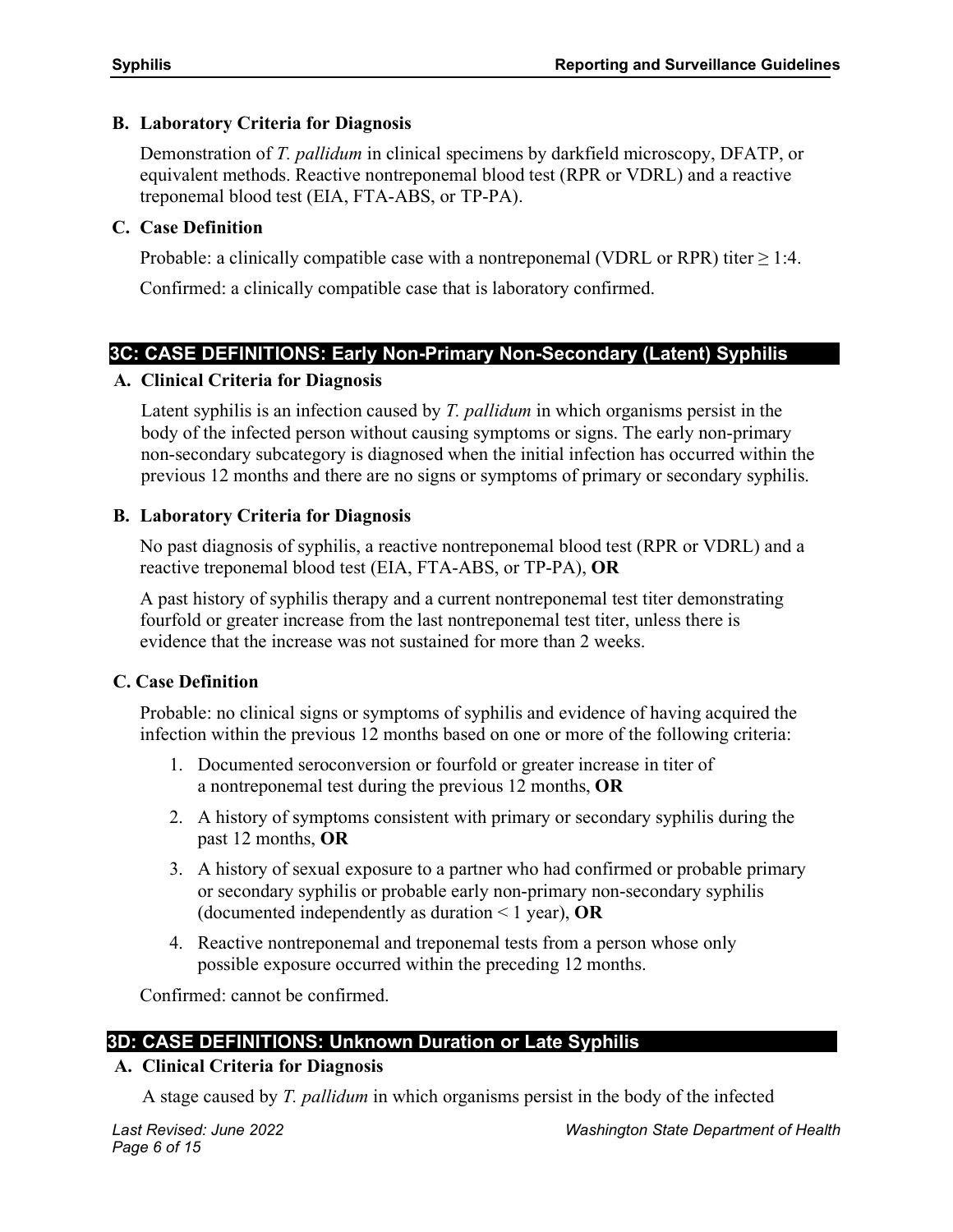### B. Laboratory Criteria for Diagnosis

Demonstration of *T. pallidum* in clinical specimens by darkfield microscopy, DFATP, or equivalent methods. Reactive nontreponemal blood test (RPR or VDRL) and a reactive treponemal blood test (EIA, FTA-ABS, or TP-PA).

### C. Case Definition

Probable: a clinically compatible case with a nontreponemal (VDRL or RPR) titer ≥ 1:4.

Confirmed: a clinically compatible case that is laboratory confirmed.

## 3C: CASE DEFINITIONS: Early Non-Primary Non-Secondary (Latent) Syphilis

### A. Clinical Criteria for Diagnosis

Latent syphilis is an infection caused by *T. pallidum* in which organisms persist in the body of the infected person without causing symptoms or signs. The early non-primary non-secondary subcategory is diagnosed when the initial infection has occurred within the previous 12 months and there are no signs or symptoms of primary or secondary syphilis.

### B. Laboratory Criteria for Diagnosis

No past diagnosis of syphilis, a reactive nontreponemal blood test (RPR or VDRL) and a reactive treponemal blood test (EIA, FTA-ABS, or TP-PA), **OR**

A past history of syphilis therapy and a current nontreponemal test titer demonstrating fourfold or greater increase from the last nontreponemal test titer, unless there is evidence that the increase was not sustained for more than 2 weeks.

### C. Case Definition

Probable: no clinical signs or symptoms of syphilis and evidence of having acquired the infection within the previous 12 months based on one or more of the following criteria:

1. Documented seroconversion or fourfold or greater increase in titer of a nontreponemal test during the previous 12 months, **OR**
2. A history of symptoms consistent with primary or secondary syphilis during the past 12 months, **OR**
3. A history of sexual exposure to a partner who had confirmed or probable primary or secondary syphilis or probable early non-primary non-secondary syphilis (documented independently as duration < 1 year), **OR**
4. Reactive nontreponemal and treponemal tests from a person whose only possible exposure occurred within the preceding 12 months.

Confirmed: cannot be confirmed.

## 3D: CASE DEFINITIONS: Unknown Duration or Late Syphilis

### A. Clinical Criteria for Diagnosis

A stage caused by *T. pallidum* in which organisms persist in the body of the infected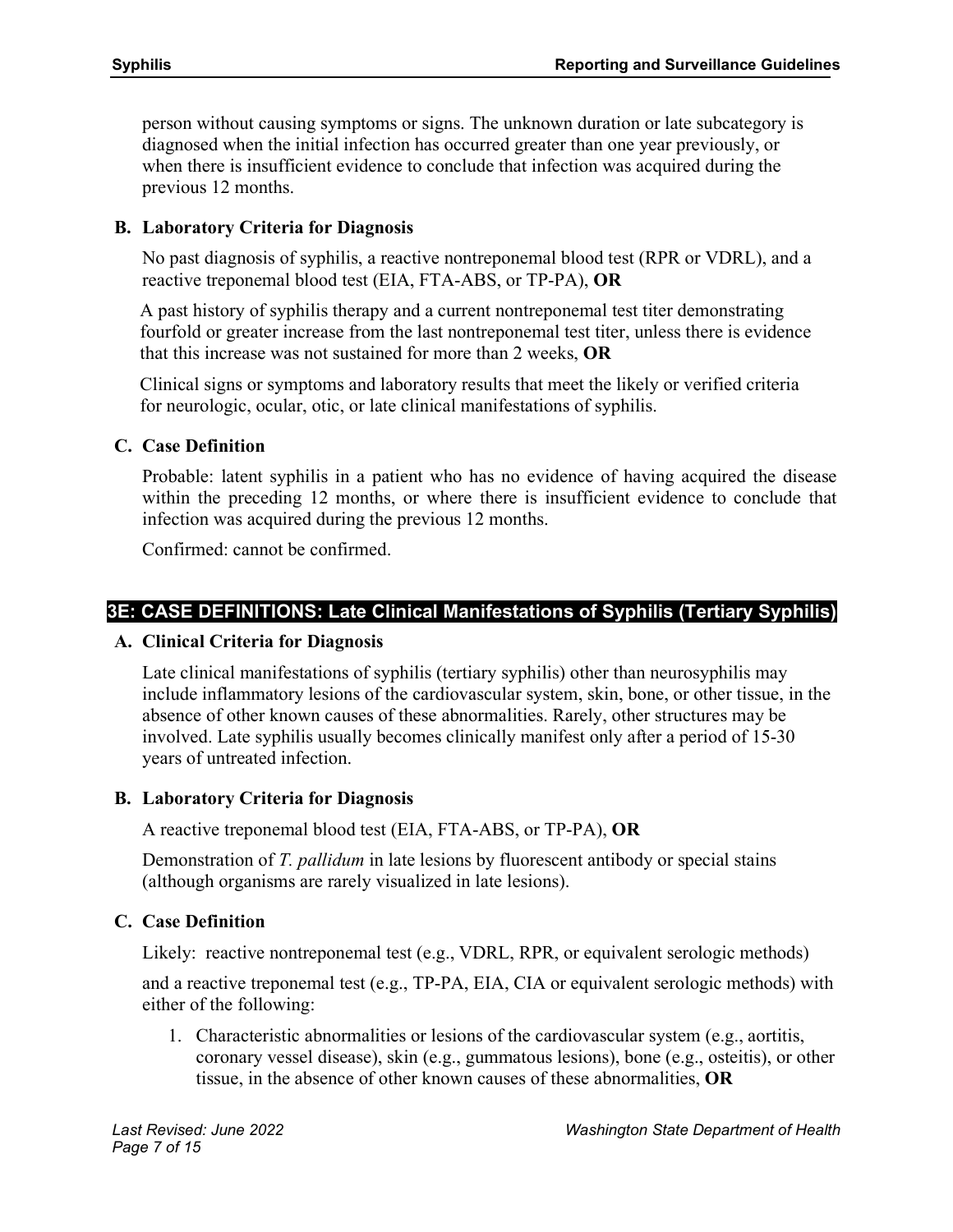person without causing symptoms or signs. The unknown duration or late subcategory is diagnosed when the initial infection has occurred greater than one year previously, or when there is insufficient evidence to conclude that infection was acquired during the previous 12 months.

### B. Laboratory Criteria for Diagnosis

No past diagnosis of syphilis, a reactive nontreponemal blood test (RPR or VDRL), and a reactive treponemal blood test (EIA, FTA-ABS, or TP-PA), **OR**

A past history of syphilis therapy and a current nontreponemal test titer demonstrating fourfold or greater increase from the last nontreponemal test titer, unless there is evidence that this increase was not sustained for more than 2 weeks, **OR**

Clinical signs or symptoms and laboratory results that meet the likely or verified criteria for neurologic, ocular, otic, or late clinical manifestations of syphilis.

### C. Case Definition

Probable: latent syphilis in a patient who has no evidence of having acquired the disease within the preceding 12 months, or where there is insufficient evidence to conclude that infection was acquired during the previous 12 months.

Confirmed: cannot be confirmed.

## 3E: CASE DEFINITIONS: Late Clinical Manifestations of Syphilis (Tertiary Syphilis)

### A. Clinical Criteria for Diagnosis

Late clinical manifestations of syphilis (tertiary syphilis) other than neurosyphilis may include inflammatory lesions of the cardiovascular system, skin, bone, or other tissue, in the absence of other known causes of these abnormalities. Rarely, other structures may be involved. Late syphilis usually becomes clinically manifest only after a period of 15-30 years of untreated infection.

### B. Laboratory Criteria for Diagnosis

A reactive treponemal blood test (EIA, FTA-ABS, or TP-PA), **OR**

Demonstration of *T. pallidum* in late lesions by fluorescent antibody or special stains (although organisms are rarely visualized in late lesions).

### C. Case Definition

Likely: reactive nontreponemal test (e.g., VDRL, RPR, or equivalent serologic methods)

and a reactive treponemal test (e.g., TP-PA, EIA, CIA or equivalent serologic methods) with either of the following:

1. Characteristic abnormalities or lesions of the cardiovascular system (e.g., aortitis, coronary vessel disease), skin (e.g., gummatous lesions), bone (e.g., osteitis), or other tissue, in the absence of other known causes of these abnormalities, **OR**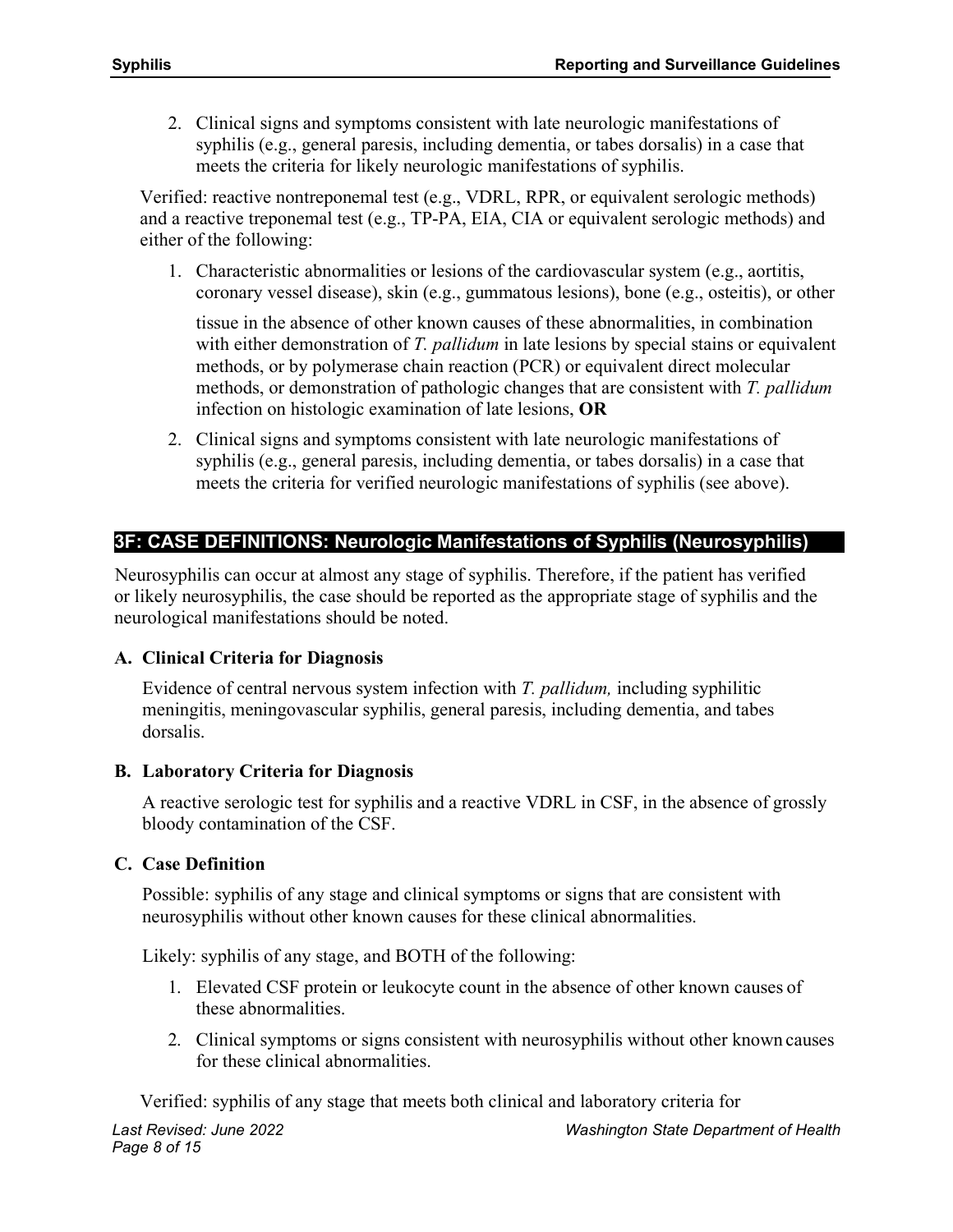2. Clinical signs and symptoms consistent with late neurologic manifestations of syphilis (e.g., general paresis, including dementia, or tabes dorsalis) in a case that meets the criteria for likely neurologic manifestations of syphilis.

Verified: reactive nontreponemal test (e.g., VDRL, RPR, or equivalent serologic methods) and a reactive treponemal test (e.g., TP-PA, EIA, CIA or equivalent serologic methods) and either of the following:

1. Characteristic abnormalities or lesions of the cardiovascular system (e.g., aortitis, coronary vessel disease), skin (e.g., gummatous lesions), bone (e.g., osteitis), or other tissue in the absence of other known causes of these abnormalities, in combination with either demonstration of *T. pallidum* in late lesions by special stains or equivalent methods, or by polymerase chain reaction (PCR) or equivalent direct molecular methods, or demonstration of pathologic changes that are consistent with *T. pallidum* infection on histologic examination of late lesions, **OR**
2. Clinical signs and symptoms consistent with late neurologic manifestations of syphilis (e.g., general paresis, including dementia, or tabes dorsalis) in a case that meets the criteria for verified neurologic manifestations of syphilis (see above).

## 3F: CASE DEFINITIONS: Neurologic Manifestations of Syphilis (Neurosyphilis)

Neurosyphilis can occur at almost any stage of syphilis. Therefore, if the patient has verified or likely neurosyphilis, the case should be reported as the appropriate stage of syphilis and the neurological manifestations should be noted.

### A. Clinical Criteria for Diagnosis

Evidence of central nervous system infection with *T. pallidum,* including syphilitic meningitis, meningovascular syphilis, general paresis, including dementia, and tabes dorsalis.

### B. Laboratory Criteria for Diagnosis

A reactive serologic test for syphilis and a reactive VDRL in CSF, in the absence of grossly bloody contamination of the CSF.

### C. Case Definition

Possible: syphilis of any stage and clinical symptoms or signs that are consistent with neurosyphilis without other known causes for these clinical abnormalities.

Likely: syphilis of any stage, and BOTH of the following:

1. Elevated CSF protein or leukocyte count in the absence of other known causes of these abnormalities.
2. Clinical symptoms or signs consistent with neurosyphilis without other known causes for these clinical abnormalities.

Verified: syphilis of any stage that meets both clinical and laboratory criteria for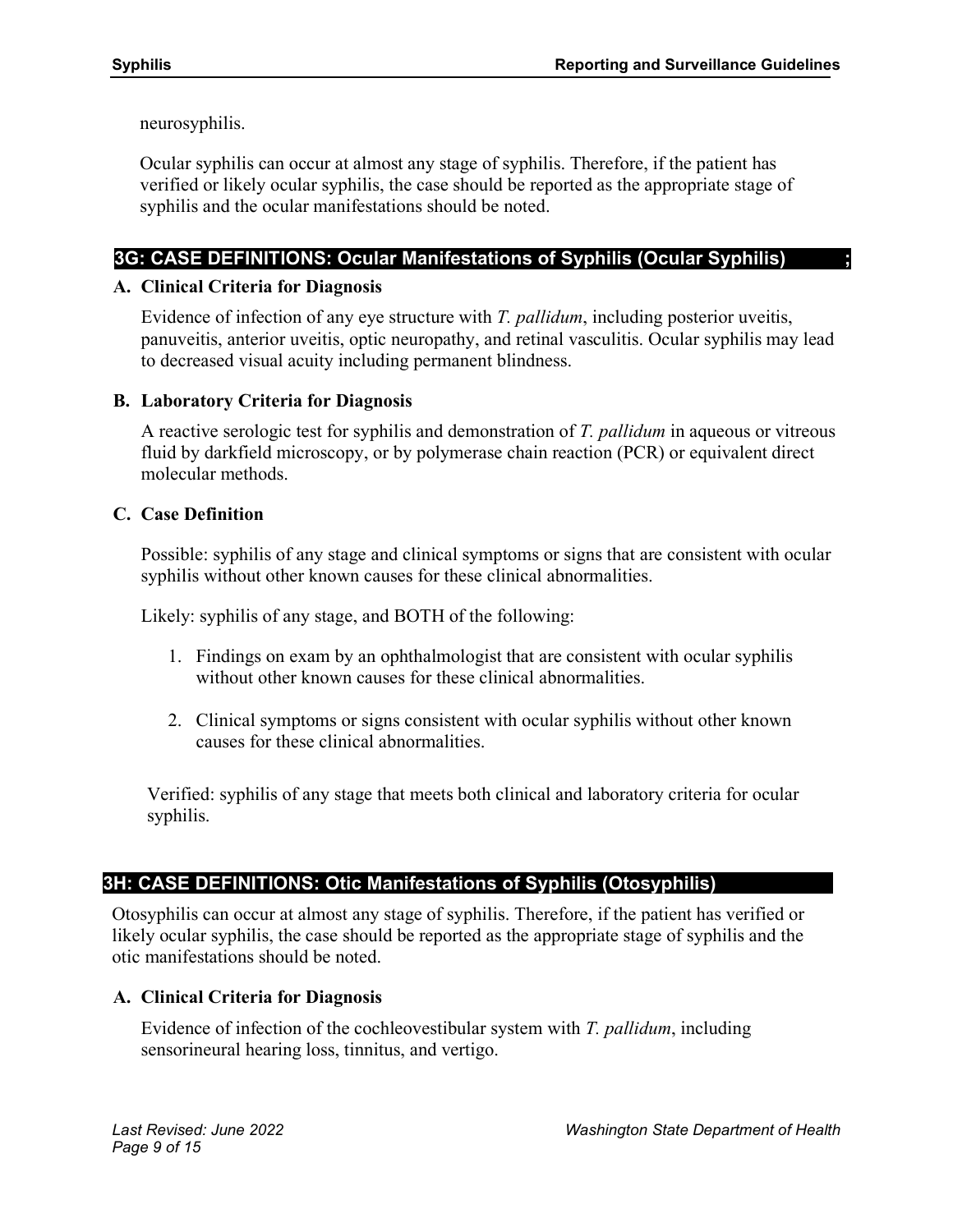neurosyphilis.

Ocular syphilis can occur at almost any stage of syphilis. Therefore, if the patient has verified or likely ocular syphilis, the case should be reported as the appropriate stage of syphilis and the ocular manifestations should be noted.

## 3G: CASE DEFINITIONS: Ocular Manifestations of Syphilis (Ocular Syphilis) ;

### A. Clinical Criteria for Diagnosis

Evidence of infection of any eye structure with *T. pallidum*, including posterior uveitis, panuveitis, anterior uveitis, optic neuropathy, and retinal vasculitis. Ocular syphilis may lead to decreased visual acuity including permanent blindness.

### B. Laboratory Criteria for Diagnosis

A reactive serologic test for syphilis and demonstration of *T. pallidum* in aqueous or vitreous fluid by darkfield microscopy, or by polymerase chain reaction (PCR) or equivalent direct molecular methods.

### C. Case Definition

Possible: syphilis of any stage and clinical symptoms or signs that are consistent with ocular syphilis without other known causes for these clinical abnormalities.

Likely: syphilis of any stage, and BOTH of the following:

1. Findings on exam by an ophthalmologist that are consistent with ocular syphilis without other known causes for these clinical abnormalities.
2. Clinical symptoms or signs consistent with ocular syphilis without other known causes for these clinical abnormalities.

Verified: syphilis of any stage that meets both clinical and laboratory criteria for ocular syphilis.

## 3H: CASE DEFINITIONS: Otic Manifestations of Syphilis (Otosyphilis)

Otosyphilis can occur at almost any stage of syphilis. Therefore, if the patient has verified or likely ocular syphilis, the case should be reported as the appropriate stage of syphilis and the otic manifestations should be noted.

### A. Clinical Criteria for Diagnosis

Evidence of infection of the cochleovestibular system with *T. pallidum*, including sensorineural hearing loss, tinnitus, and vertigo.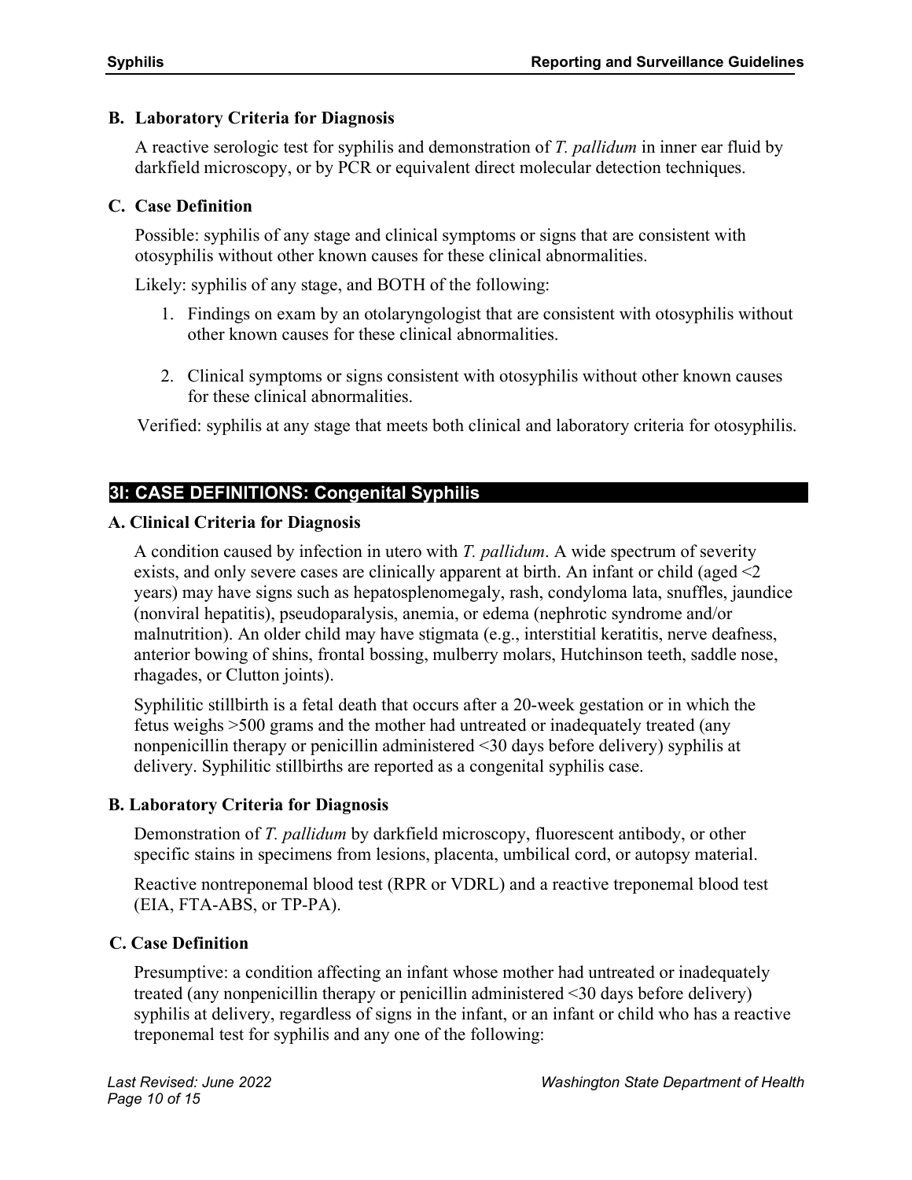### B. Laboratory Criteria for Diagnosis

A reactive serologic test for syphilis and demonstration of *T. pallidum* in inner ear fluid by darkfield microscopy, or by PCR or equivalent direct molecular detection techniques.

### C. Case Definition

Possible: syphilis of any stage and clinical symptoms or signs that are consistent with otosyphilis without other known causes for these clinical abnormalities.

Likely: syphilis of any stage, and BOTH of the following:

1. Findings on exam by an otolaryngologist that are consistent with otosyphilis without other known causes for these clinical abnormalities.
2. Clinical symptoms or signs consistent with otosyphilis without other known causes for these clinical abnormalities.

Verified: syphilis at any stage that meets both clinical and laboratory criteria for otosyphilis.

## 3I: CASE DEFINITIONS: Congenital Syphilis

### A. Clinical Criteria for Diagnosis

A condition caused by infection in utero with *T. pallidum*. A wide spectrum of severity exists, and only severe cases are clinically apparent at birth. An infant or child (aged <2 years) may have signs such as hepatosplenomegaly, rash, condyloma lata, snuffles, jaundice (nonviral hepatitis), pseudoparalysis, anemia, or edema (nephrotic syndrome and/or malnutrition). An older child may have stigmata (e.g., interstitial keratitis, nerve deafness, anterior bowing of shins, frontal bossing, mulberry molars, Hutchinson teeth, saddle nose, rhagades, or Clutton joints).

Syphilitic stillbirth is a fetal death that occurs after a 20-week gestation or in which the fetus weighs >500 grams and the mother had untreated or inadequately treated (any nonpenicillin therapy or penicillin administered <30 days before delivery) syphilis at delivery. Syphilitic stillbirths are reported as a congenital syphilis case.

### B. Laboratory Criteria for Diagnosis

Demonstration of *T. pallidum* by darkfield microscopy, fluorescent antibody, or other specific stains in specimens from lesions, placenta, umbilical cord, or autopsy material.

Reactive nontreponemal blood test (RPR or VDRL) and a reactive treponemal blood test (EIA, FTA-ABS, or TP-PA).

### C. Case Definition

Presumptive: a condition affecting an infant whose mother had untreated or inadequately treated (any nonpenicillin therapy or penicillin administered <30 days before delivery) syphilis at delivery, regardless of signs in the infant, or an infant or child who has a reactive treponemal test for syphilis and any one of the following: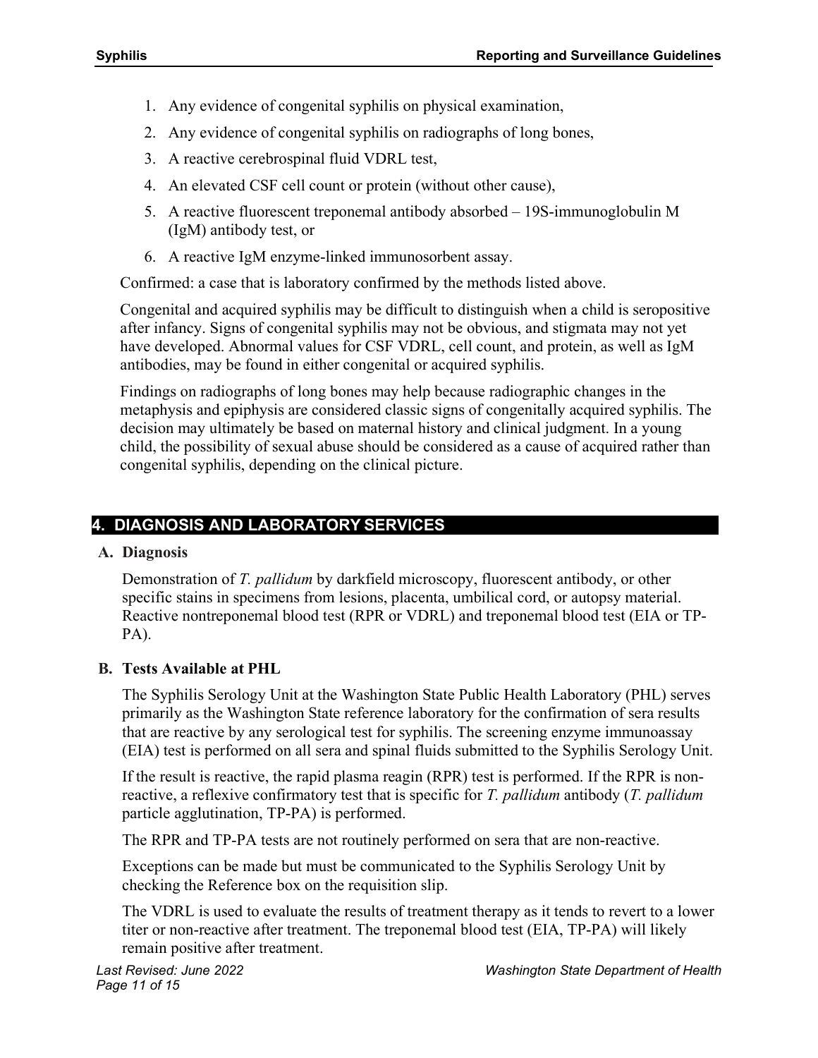1. Any evidence of congenital syphilis on physical examination,
2. Any evidence of congenital syphilis on radiographs of long bones,
3. A reactive cerebrospinal fluid VDRL test,
4. An elevated CSF cell count or protein (without other cause),
5. A reactive fluorescent treponemal antibody absorbed – 19S-immunoglobulin M (IgM) antibody test, or
6. A reactive IgM enzyme-linked immunosorbent assay.

Confirmed: a case that is laboratory confirmed by the methods listed above.

Congenital and acquired syphilis may be difficult to distinguish when a child is seropositive after infancy. Signs of congenital syphilis may not be obvious, and stigmata may not yet have developed. Abnormal values for CSF VDRL, cell count, and protein, as well as IgM antibodies, may be found in either congenital or acquired syphilis.

Findings on radiographs of long bones may help because radiographic changes in the metaphysis and epiphysis are considered classic signs of congenitally acquired syphilis. The decision may ultimately be based on maternal history and clinical judgment. In a young child, the possibility of sexual abuse should be considered as a cause of acquired rather than congenital syphilis, depending on the clinical picture.

## 4. DIAGNOSIS AND LABORATORY SERVICES

### A. Diagnosis

Demonstration of *T. pallidum* by darkfield microscopy, fluorescent antibody, or other specific stains in specimens from lesions, placenta, umbilical cord, or autopsy material. Reactive nontreponemal blood test (RPR or VDRL) and treponemal blood test (EIA or TP-PA).

### B. Tests Available at PHL

The Syphilis Serology Unit at the Washington State Public Health Laboratory (PHL) serves primarily as the Washington State reference laboratory for the confirmation of sera results that are reactive by any serological test for syphilis. The screening enzyme immunoassay (EIA) test is performed on all sera and spinal fluids submitted to the Syphilis Serology Unit.

If the result is reactive, the rapid plasma reagin (RPR) test is performed. If the RPR is non-reactive, a reflexive confirmatory test that is specific for *T. pallidum* antibody (*T. pallidum* particle agglutination, TP-PA) is performed.

The RPR and TP-PA tests are not routinely performed on sera that are non-reactive.

Exceptions can be made but must be communicated to the Syphilis Serology Unit by checking the Reference box on the requisition slip.

The VDRL is used to evaluate the results of treatment therapy as it tends to revert to a lower titer or non-reactive after treatment. The treponemal blood test (EIA, TP-PA) will likely remain positive after treatment.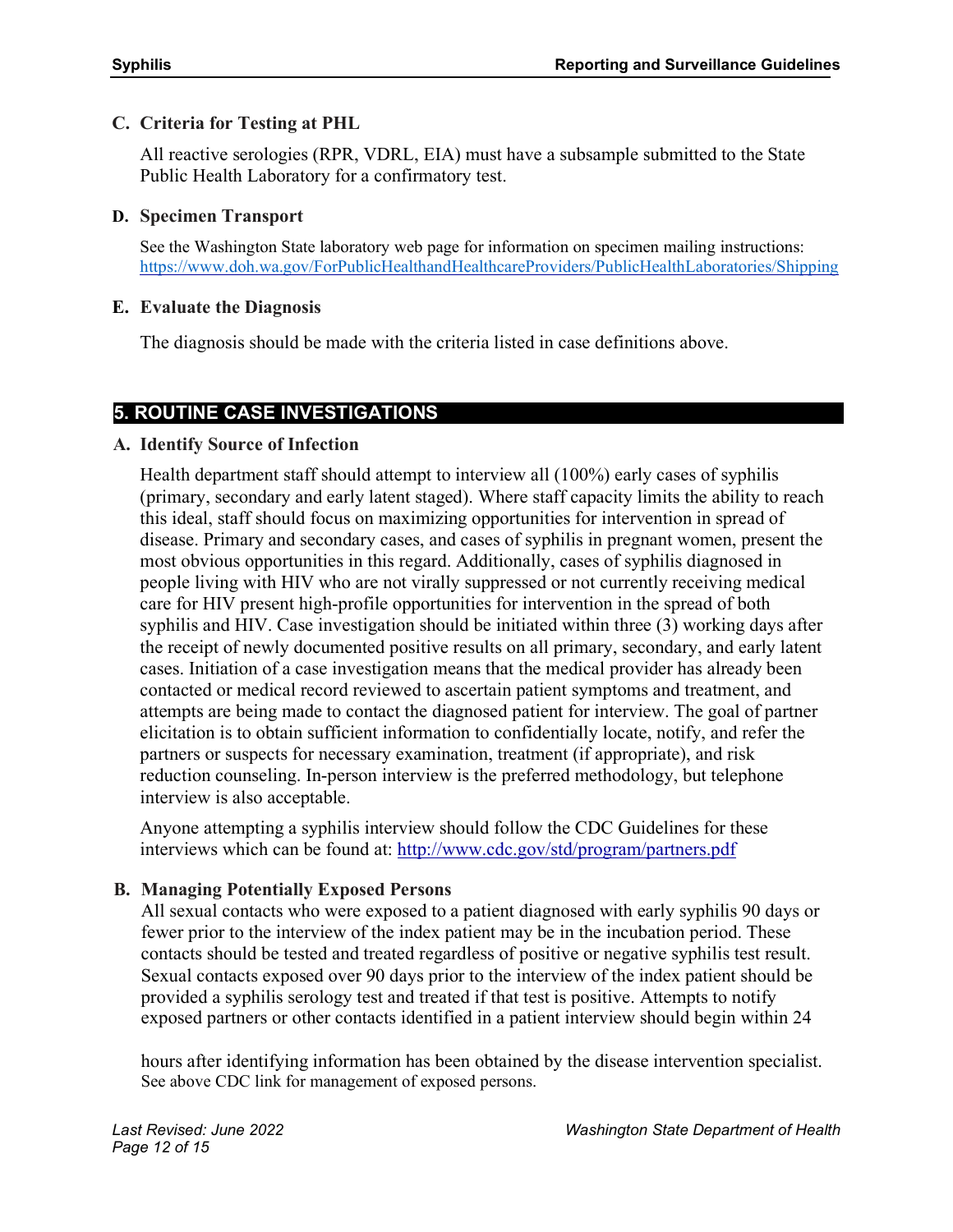### C. Criteria for Testing at PHL

All reactive serologies (RPR, VDRL, EIA) must have a subsample submitted to the State Public Health Laboratory for a confirmatory test.

### D. Specimen Transport

See the Washington State laboratory web page for information on specimen mailing instructions: https://www.doh.wa.gov/ForPublicHealthandHealthcareProviders/PublicHealthLaboratories/Shipping

### E. Evaluate the Diagnosis

The diagnosis should be made with the criteria listed in case definitions above.

## 5. ROUTINE CASE INVESTIGATIONS

### A. Identify Source of Infection

Health department staff should attempt to interview all (100%) early cases of syphilis (primary, secondary and early latent staged). Where staff capacity limits the ability to reach this ideal, staff should focus on maximizing opportunities for intervention in spread of disease. Primary and secondary cases, and cases of syphilis in pregnant women, present the most obvious opportunities in this regard. Additionally, cases of syphilis diagnosed in people living with HIV who are not virally suppressed or not currently receiving medical care for HIV present high-profile opportunities for intervention in the spread of both syphilis and HIV. Case investigation should be initiated within three (3) working days after the receipt of newly documented positive results on all primary, secondary, and early latent cases. Initiation of a case investigation means that the medical provider has already been contacted or medical record reviewed to ascertain patient symptoms and treatment, and attempts are being made to contact the diagnosed patient for interview. The goal of partner elicitation is to obtain sufficient information to confidentially locate, notify, and refer the partners or suspects for necessary examination, treatment (if appropriate), and risk reduction counseling. In-person interview is the preferred methodology, but telephone interview is also acceptable.

Anyone attempting a syphilis interview should follow the CDC Guidelines for these interviews which can be found at: http://www.cdc.gov/std/program/partners.pdf

### B. Managing Potentially Exposed Persons

All sexual contacts who were exposed to a patient diagnosed with early syphilis 90 days or fewer prior to the interview of the index patient may be in the incubation period. These contacts should be tested and treated regardless of positive or negative syphilis test result. Sexual contacts exposed over 90 days prior to the interview of the index patient should be provided a syphilis serology test and treated if that test is positive. Attempts to notify exposed partners or other contacts identified in a patient interview should begin within 24 hours after identifying information has been obtained by the disease intervention specialist. See above CDC link for management of exposed persons.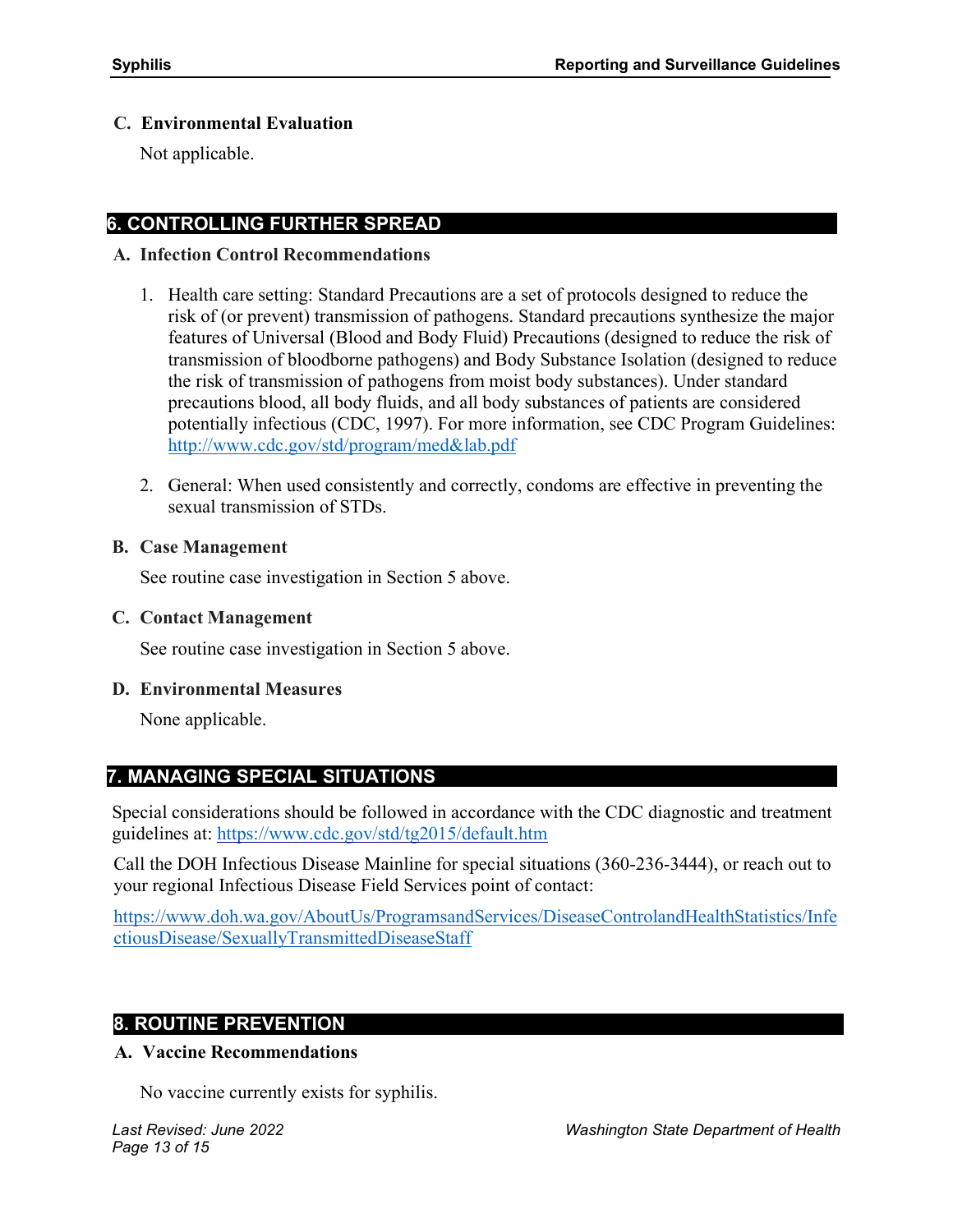### C. Environmental Evaluation

Not applicable.

## 6. CONTROLLING FURTHER SPREAD

### A. Infection Control Recommendations

1. Health care setting: Standard Precautions are a set of protocols designed to reduce the risk of (or prevent) transmission of pathogens. Standard precautions synthesize the major features of Universal (Blood and Body Fluid) Precautions (designed to reduce the risk of transmission of bloodborne pathogens) and Body Substance Isolation (designed to reduce the risk of transmission of pathogens from moist body substances). Under standard precautions blood, all body fluids, and all body substances of patients are considered potentially infectious (CDC, 1997). For more information, see CDC Program Guidelines: [http://www.cdc.gov/std/program/med&lab.pdf](http://www.cdc.gov/std/program/med&lab.pdf)

2. General: When used consistently and correctly, condoms are effective in preventing the sexual transmission of STDs.

### B. Case Management

See routine case investigation in Section 5 above.

### C. Contact Management

See routine case investigation in Section 5 above.

### D. Environmental Measures

None applicable.

## 7. MANAGING SPECIAL SITUATIONS

Special considerations should be followed in accordance with the CDC diagnostic and treatment guidelines at: [https://www.cdc.gov/std/tg2015/default.htm](https://www.cdc.gov/std/tg2015/default.htm)

Call the DOH Infectious Disease Mainline for special situations (360-236-3444), or reach out to your regional Infectious Disease Field Services point of contact:

[https://www.doh.wa.gov/AboutUs/ProgramsandServices/DiseaseControlandHealthStatistics/InfectiousDisease/SexuallyTransmittedDiseaseStaff](https://www.doh.wa.gov/AboutUs/ProgramsandServices/DiseaseControlandHealthStatistics/InfectiousDisease/SexuallyTransmittedDiseaseStaff)

## 8. ROUTINE PREVENTION

### A. Vaccine Recommendations

No vaccine currently exists for syphilis.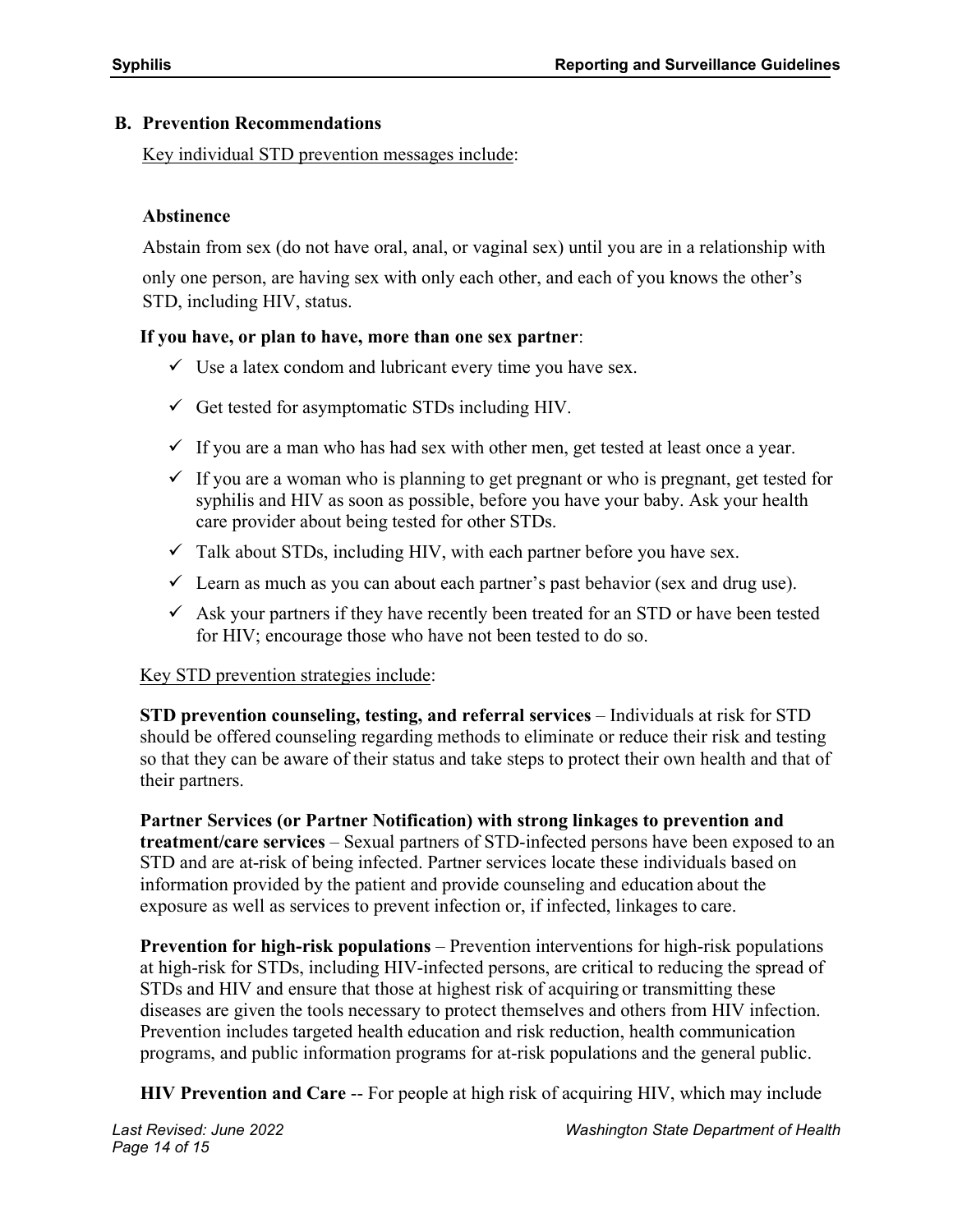## B. Prevention Recommendations

Key individual STD prevention messages include:

**Abstinence**

Abstain from sex (do not have oral, anal, or vaginal sex) until you are in a relationship with only one person, are having sex with only each other, and each of you knows the other's STD, including HIV, status.

**If you have, or plan to have, more than one sex partner**:

- ✓ Use a latex condom and lubricant every time you have sex.
- ✓ Get tested for asymptomatic STDs including HIV.
- ✓ If you are a man who has had sex with other men, get tested at least once a year.
- ✓ If you are a woman who is planning to get pregnant or who is pregnant, get tested for syphilis and HIV as soon as possible, before you have your baby. Ask your health care provider about being tested for other STDs.
- ✓ Talk about STDs, including HIV, with each partner before you have sex.
- ✓ Learn as much as you can about each partner's past behavior (sex and drug use).
- ✓ Ask your partners if they have recently been treated for an STD or have been tested for HIV; encourage those who have not been tested to do so.

Key STD prevention strategies include:

**STD prevention counseling, testing, and referral services** – Individuals at risk for STD should be offered counseling regarding methods to eliminate or reduce their risk and testing so that they can be aware of their status and take steps to protect their own health and that of their partners.

**Partner Services (or Partner Notification) with strong linkages to prevention and treatment/care services** – Sexual partners of STD-infected persons have been exposed to an STD and are at-risk of being infected. Partner services locate these individuals based on information provided by the patient and provide counseling and education about the exposure as well as services to prevent infection or, if infected, linkages to care.

**Prevention for high-risk populations** – Prevention interventions for high-risk populations at high-risk for STDs, including HIV-infected persons, are critical to reducing the spread of STDs and HIV and ensure that those at highest risk of acquiring or transmitting these diseases are given the tools necessary to protect themselves and others from HIV infection. Prevention includes targeted health education and risk reduction, health communication programs, and public information programs for at-risk populations and the general public.

**HIV Prevention and Care** -- For people at high risk of acquiring HIV, which may include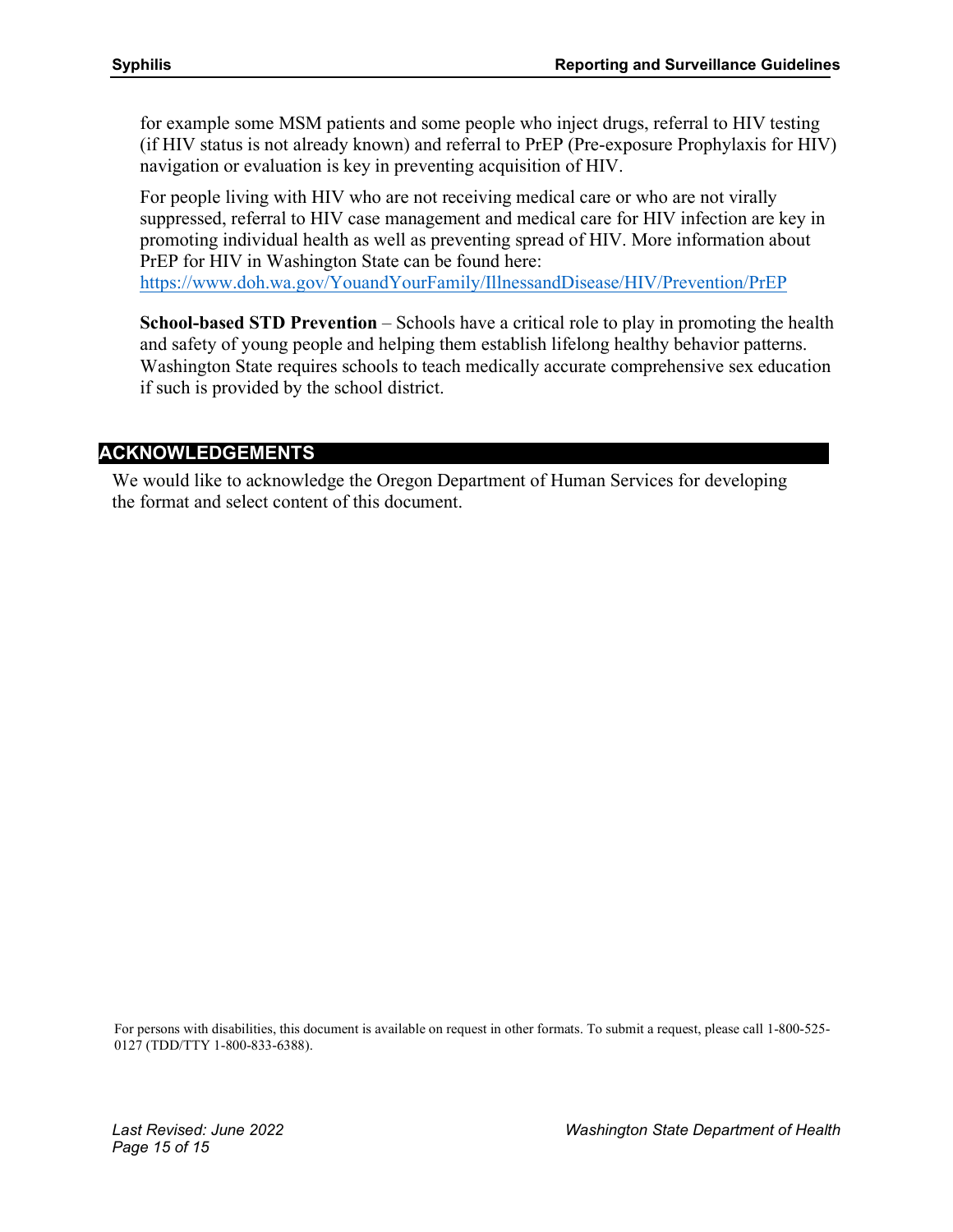for example some MSM patients and some people who inject drugs, referral to HIV testing (if HIV status is not already known) and referral to PrEP (Pre-exposure Prophylaxis for HIV) navigation or evaluation is key in preventing acquisition of HIV.

For people living with HIV who are not receiving medical care or who are not virally suppressed, referral to HIV case management and medical care for HIV infection are key in promoting individual health as well as preventing spread of HIV. More information about PrEP for HIV in Washington State can be found here: https://www.doh.wa.gov/YouandYourFamily/IllnessandDisease/HIV/Prevention/PrEP

**School-based STD Prevention** – Schools have a critical role to play in promoting the health and safety of young people and helping them establish lifelong healthy behavior patterns. Washington State requires schools to teach medically accurate comprehensive sex education if such is provided by the school district.

## ACKNOWLEDGEMENTS

We would like to acknowledge the Oregon Department of Human Services for developing the format and select content of this document.

For persons with disabilities, this document is available on request in other formats. To submit a request, please call 1-800-525-0127 (TDD/TTY 1-800-833-6388).